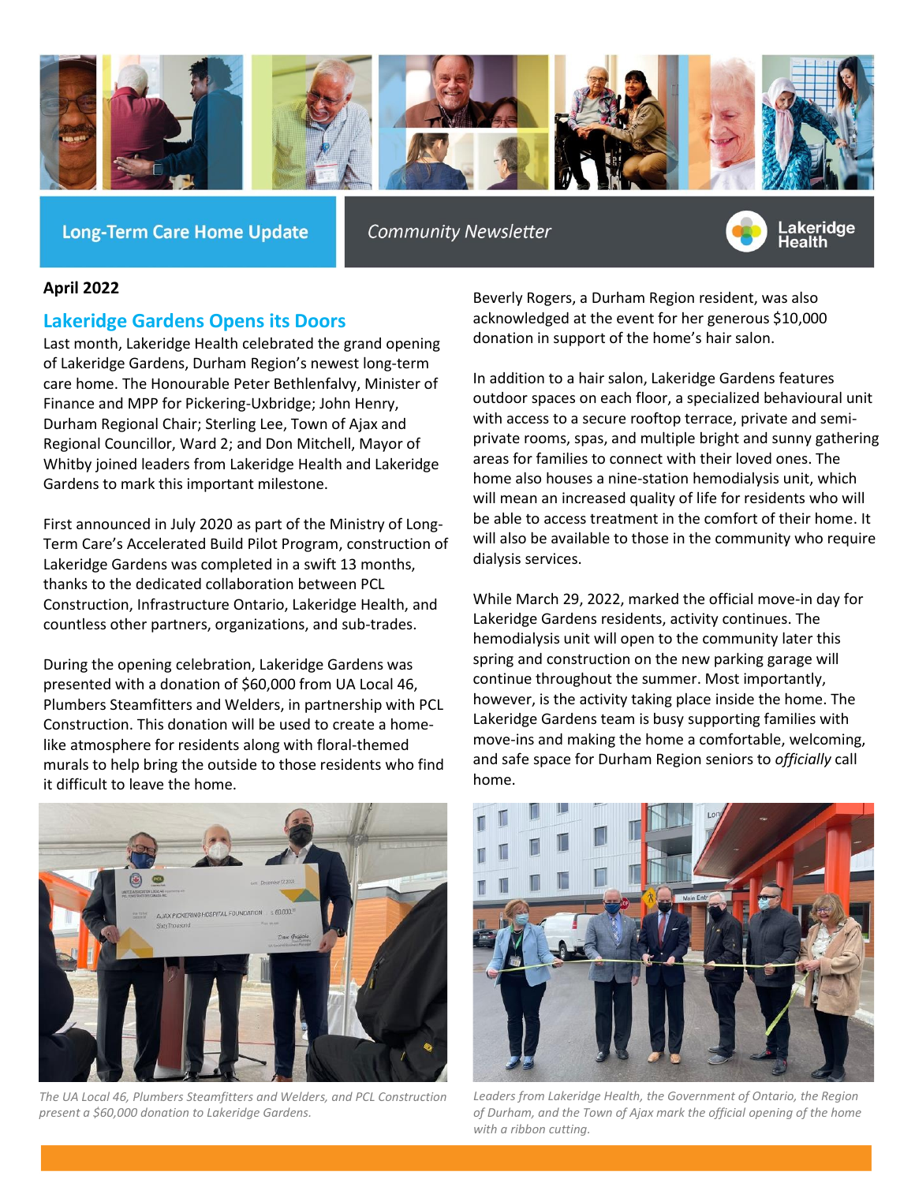Long-Term Care Home Update

Community Newsletter

Lakeridge Health

**April 2022**

## Lakeridge Gardens Opens its Doors

Last month, Lakeridge Health celebrated the grand opening of Lakeridge Gardens, Durham Region's newest long-term care home. The Honourable Peter Bethlenfalvy, Minister of Finance and MPP for Pickering-Uxbridge; John Henry, Durham Regional Chair; Sterling Lee, Town of Ajax and Regional Councillor, Ward 2; and Don Mitchell, Mayor of Whitby joined leaders from Lakeridge Health and Lakeridge Gardens to mark this important milestone.

First announced in July 2020 as part of the Ministry of Long-Term Care's Accelerated Build Pilot Program, construction of Lakeridge Gardens was completed in a swift 13 months, thanks to the dedicated collaboration between PCL Construction, Infrastructure Ontario, Lakeridge Health, and countless other partners, organizations, and sub-trades.

During the opening celebration, Lakeridge Gardens was presented with a donation of $60,000 from UA Local 46, Plumbers Steamfitters and Welders, in partnership with PCL Construction. This donation will be used to create a home-like atmosphere for residents along with floral-themed murals to help bring the outside to those residents who find it difficult to leave the home.

*The UA Local 46, Plumbers Steamfitters and Welders, and PCL Construction present a $60,000 donation to Lakeridge Gardens.*

Beverly Rogers, a Durham Region resident, was also acknowledged at the event for her generous $10,000 donation in support of the home's hair salon.

In addition to a hair salon, Lakeridge Gardens features outdoor spaces on each floor, a specialized behavioural unit with access to a secure rooftop terrace, private and semi-private rooms, spas, and multiple bright and sunny gathering areas for families to connect with their loved ones. The home also houses a nine-station hemodialysis unit, which will mean an increased quality of life for residents who will be able to access treatment in the comfort of their home. It will also be available to those in the community who require dialysis services.

While March 29, 2022, marked the official move-in day for Lakeridge Gardens residents, activity continues. The hemodialysis unit will open to the community later this spring and construction on the new parking garage will continue throughout the summer. Most importantly, however, is the activity taking place inside the home. The Lakeridge Gardens team is busy supporting families with move-ins and making the home a comfortable, welcoming, and safe space for Durham Region seniors to *officially* call home.

*Leaders from Lakeridge Health, the Government of Ontario, the Region of Durham, and the Town of Ajax mark the official opening of the home with a ribbon cutting.*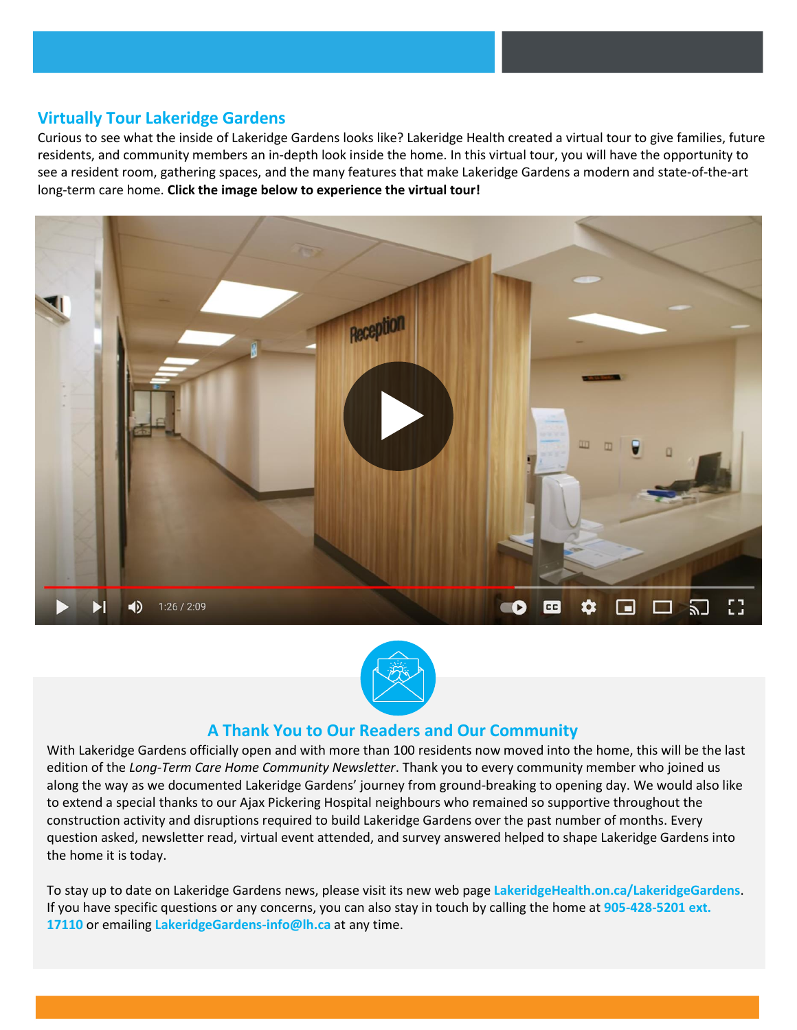## Virtually Tour Lakeridge Gardens

Curious to see what the inside of Lakeridge Gardens looks like? Lakeridge Health created a virtual tour to give families, future residents, and community members an in-depth look inside the home. In this virtual tour, you will have the opportunity to see a resident room, gathering spaces, and the many features that make Lakeridge Gardens a modern and state-of-the-art long-term care home. **Click the image below to experience the virtual tour!**

## A Thank You to Our Readers and Our Community

With Lakeridge Gardens officially open and with more than 100 residents now moved into the home, this will be the last edition of the *Long-Term Care Home Community Newsletter*. Thank you to every community member who joined us along the way as we documented Lakeridge Gardens' journey from ground-breaking to opening day. We would also like to extend a special thanks to our Ajax Pickering Hospital neighbours who remained so supportive throughout the construction activity and disruptions required to build Lakeridge Gardens over the past number of months. Every question asked, newsletter read, virtual event attended, and survey answered helped to shape Lakeridge Gardens into the home it is today.

To stay up to date on Lakeridge Gardens news, please visit its new web page **LakeridgeHealth.on.ca/LakeridgeGardens**. If you have specific questions or any concerns, you can also stay in touch by calling the home at **905-428-5201 ext. 17110** or emailing **LakeridgeGardens-info@lh.ca** at any time.